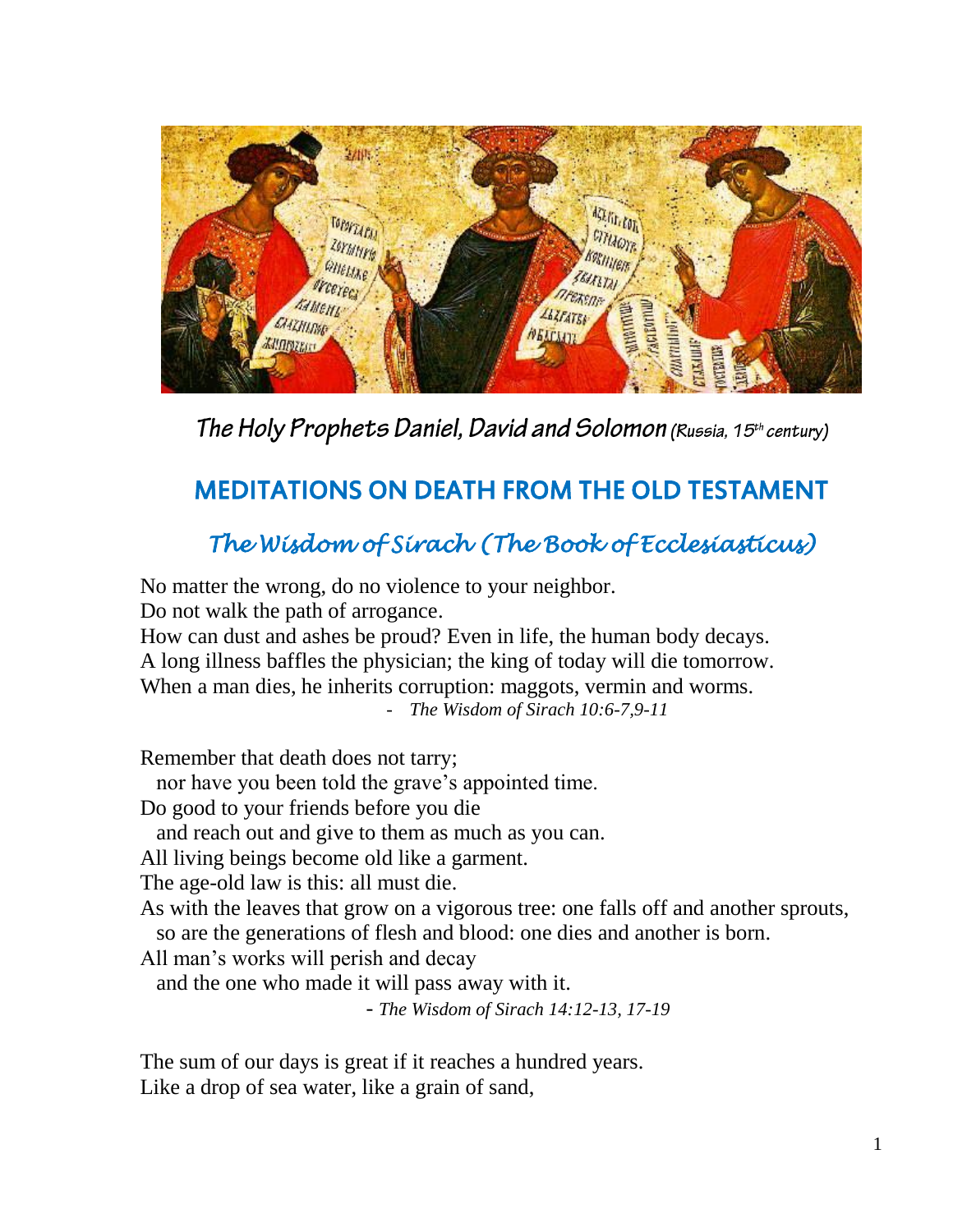*The Holy Prophets Daniel, David and Solomon (Russia, 15th century)*

# MEDITATIONS ON DEATH FROM THE OLD TESTAMENT

## *The Wisdom of Sirach (The Book of Ecclesiasticus)*

No matter the wrong, do no violence to your neighbor.
Do not walk the path of arrogance.
How can dust and ashes be proud? Even in life, the human body decays.
A long illness baffles the physician; the king of today will die tomorrow.
When a man dies, he inherits corruption: maggots, vermin and worms.

- *The Wisdom of Sirach 10:6-7,9-11*

Remember that death does not tarry;
  nor have you been told the grave's appointed time.
Do good to your friends before you die
  and reach out and give to them as much as you can.
All living beings become old like a garment.
The age-old law is this: all must die.
As with the leaves that grow on a vigorous tree: one falls off and another sprouts,
  so are the generations of flesh and blood: one dies and another is born.
All man's works will perish and decay
  and the one who made it will pass away with it.

- *The Wisdom of Sirach 14:12-13, 17-19*

The sum of our days is great if it reaches a hundred years.
Like a drop of sea water, like a grain of sand,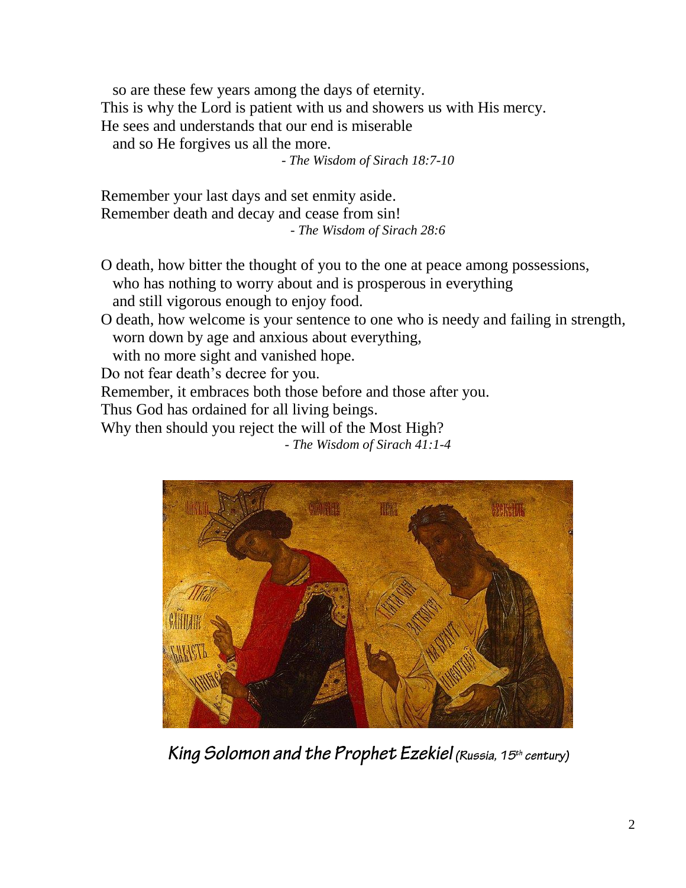so are these few years among the days of eternity.
This is why the Lord is patient with us and showers us with His mercy.
He sees and understands that our end is miserable
and so He forgives us all the more.

*- The Wisdom of Sirach 18:7-10*

Remember your last days and set enmity aside.
Remember death and decay and cease from sin!

*- The Wisdom of Sirach 28:6*

O death, how bitter the thought of you to the one at peace among possessions,
who has nothing to worry about and is prosperous in everything
and still vigorous enough to enjoy food.
O death, how welcome is your sentence to one who is needy and failing in strength,
worn down by age and anxious about everything,
with no more sight and vanished hope.
Do not fear death's decree for you.
Remember, it embraces both those before and those after you.
Thus God has ordained for all living beings.
Why then should you reject the will of the Most High?

*- The Wisdom of Sirach 41:1-4*

***King Solomon and the Prophet Ezekiel** (Russia, 15th century)*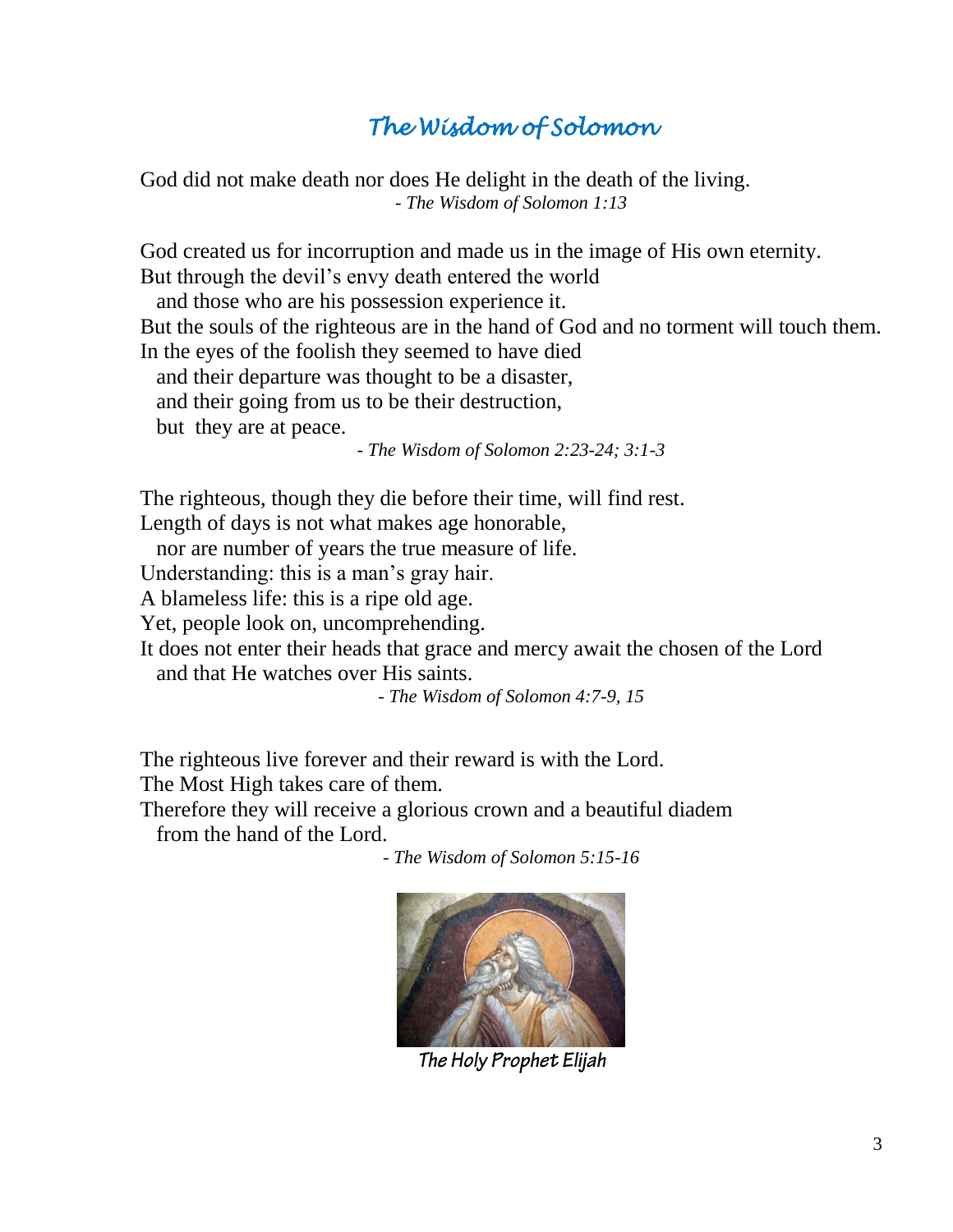# *The Wisdom of Solomon*

God did not make death nor does He delight in the death of the living.
*- The Wisdom of Solomon 1:13*

God created us for incorruption and made us in the image of His own eternity.
But through the devil's envy death entered the world
  and those who are his possession experience it.
But the souls of the righteous are in the hand of God and no torment will touch them.
In the eyes of the foolish they seemed to have died
  and their departure was thought to be a disaster,
  and their going from us to be their destruction,
  but they are at peace.
*- The Wisdom of Solomon 2:23-24; 3:1-3*

The righteous, though they die before their time, will find rest.
Length of days is not what makes age honorable,
  nor are number of years the true measure of life.
Understanding: this is a man's gray hair.
A blameless life: this is a ripe old age.
Yet, people look on, uncomprehending.
It does not enter their heads that grace and mercy await the chosen of the Lord
  and that He watches over His saints.
*- The Wisdom of Solomon 4:7-9, 15*

The righteous live forever and their reward is with the Lord.
The Most High takes care of them.
Therefore they will receive a glorious crown and a beautiful diadem
  from the hand of the Lord.
*- The Wisdom of Solomon 5:15-16*

*The Holy Prophet Elijah*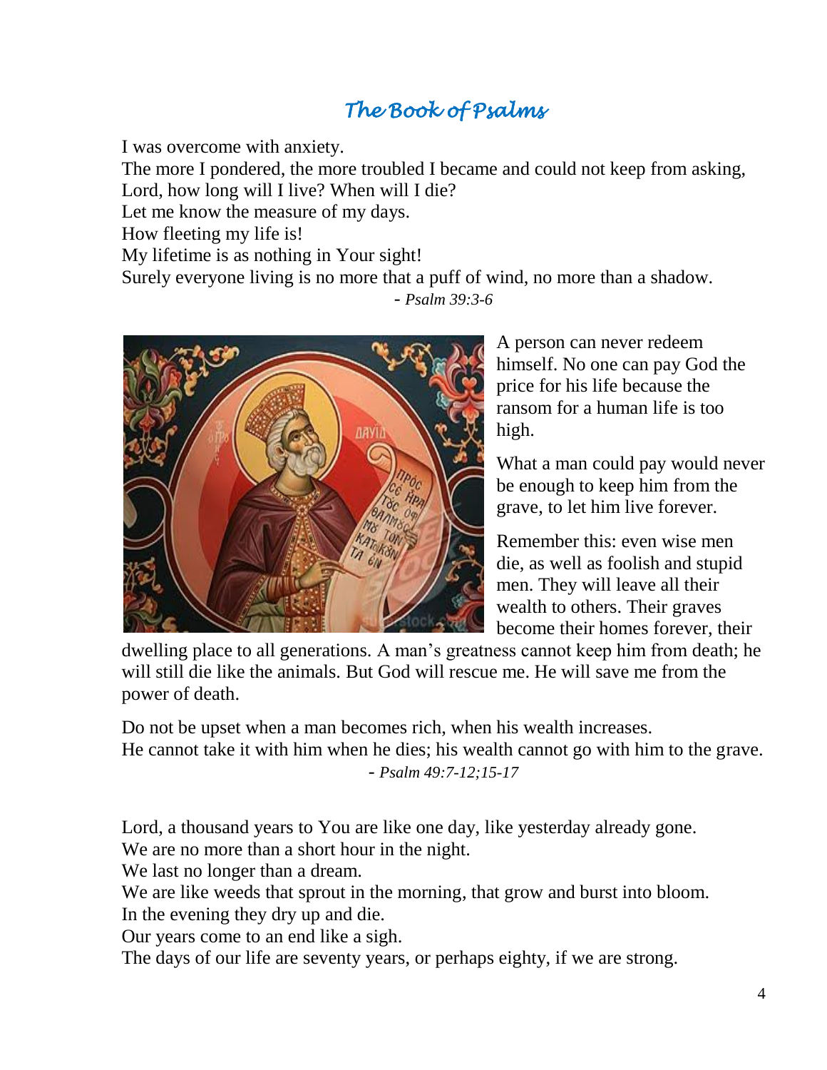# *The Book of Psalms*

I was overcome with anxiety.
The more I pondered, the more troubled I became and could not keep from asking,
Lord, how long will I live? When will I die?
Let me know the measure of my days.
How fleeting my life is!
My lifetime is as nothing in Your sight!
Surely everyone living is no more that a puff of wind, no more than a shadow.

- *Psalm 39:3-6*

A person can never redeem himself. No one can pay God the price for his life because the ransom for a human life is too high.

What a man could pay would never be enough to keep him from the grave, to let him live forever.

Remember this: even wise men die, as well as foolish and stupid men. They will leave all their wealth to others. Their graves become their homes forever, their dwelling place to all generations. A man's greatness cannot keep him from death; he will still die like the animals. But God will rescue me. He will save me from the power of death.

Do not be upset when a man becomes rich, when his wealth increases.
He cannot take it with him when he dies; his wealth cannot go with him to the grave.

- *Psalm 49:7-12;15-17*

Lord, a thousand years to You are like one day, like yesterday already gone.
We are no more than a short hour in the night.
We last no longer than a dream.
We are like weeds that sprout in the morning, that grow and burst into bloom.
In the evening they dry up and die.
Our years come to an end like a sigh.
The days of our life are seventy years, or perhaps eighty, if we are strong.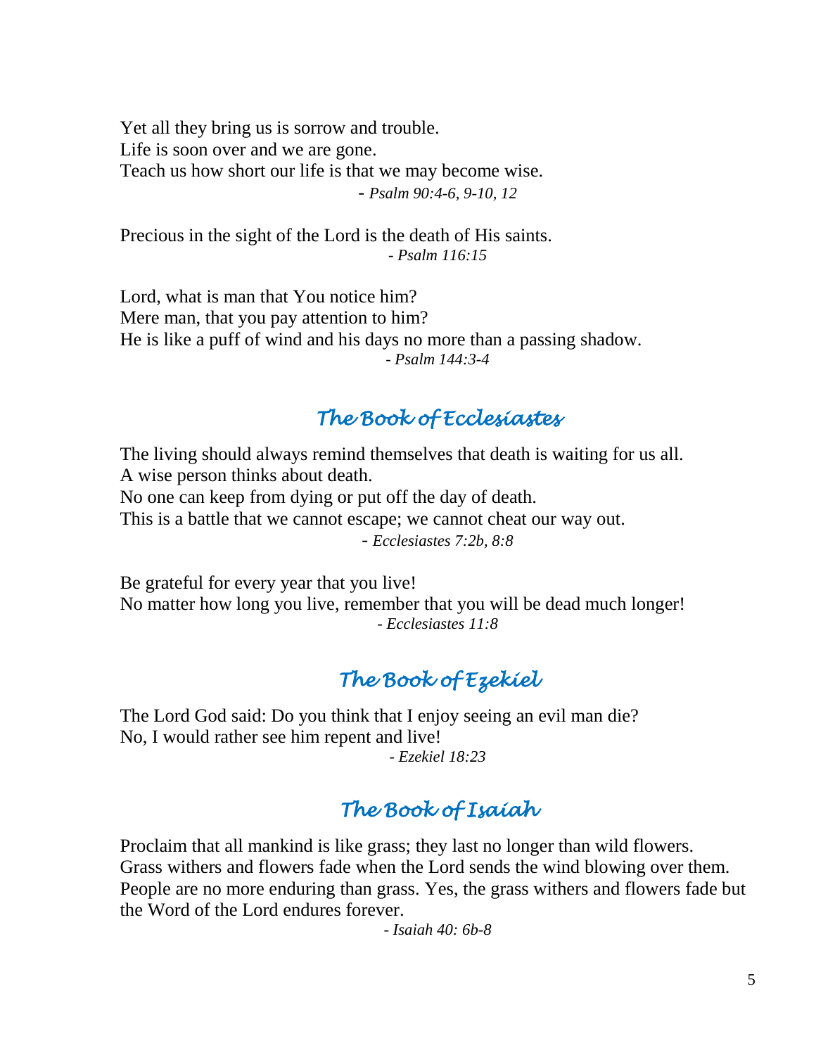Yet all they bring us is sorrow and trouble.
Life is soon over and we are gone.
Teach us how short our life is that we may become wise.

- *Psalm 90:4-6, 9-10, 12*

Precious in the sight of the Lord is the death of His saints.

- *Psalm 116:15*

Lord, what is man that You notice him?
Mere man, that you pay attention to him?
He is like a puff of wind and his days no more than a passing shadow.

- *Psalm 144:3-4*

## *The Book of Ecclesiastes*

The living should always remind themselves that death is waiting for us all.
A wise person thinks about death.
No one can keep from dying or put off the day of death.
This is a battle that we cannot escape; we cannot cheat our way out.

- *Ecclesiastes 7:2b, 8:8*

Be grateful for every year that you live!
No matter how long you live, remember that you will be dead much longer!

- *Ecclesiastes 11:8*

## *The Book of Ezekiel*

The Lord God said: Do you think that I enjoy seeing an evil man die?
No, I would rather see him repent and live!

- *Ezekiel 18:23*

## *The Book of Isaiah*

Proclaim that all mankind is like grass; they last no longer than wild flowers.
Grass withers and flowers fade when the Lord sends the wind blowing over them.
People are no more enduring than grass. Yes, the grass withers and flowers fade but the Word of the Lord endures forever.

- *Isaiah 40: 6b-8*